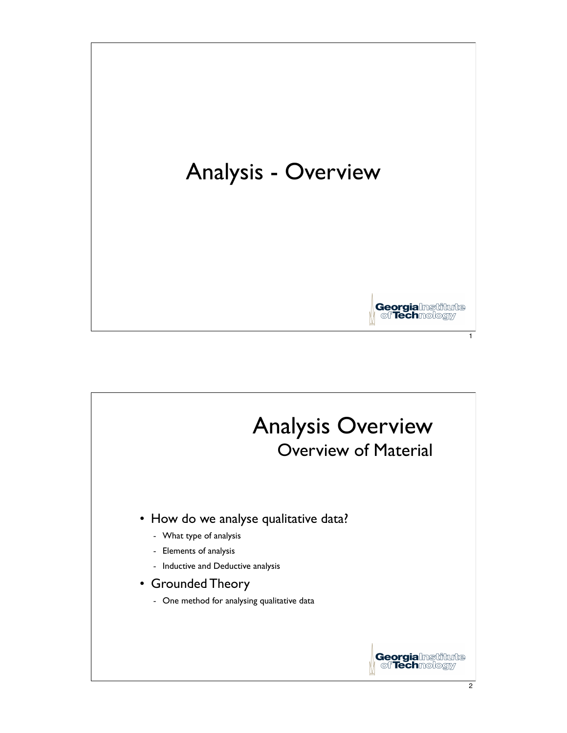# Analysis - Overview

## Analysis Overview

### Overview of Material

- How do we analyse qualitative data?
  - What type of analysis
  - Elements of analysis
  - Inductive and Deductive analysis
- Grounded Theory
  - One method for analysing qualitative data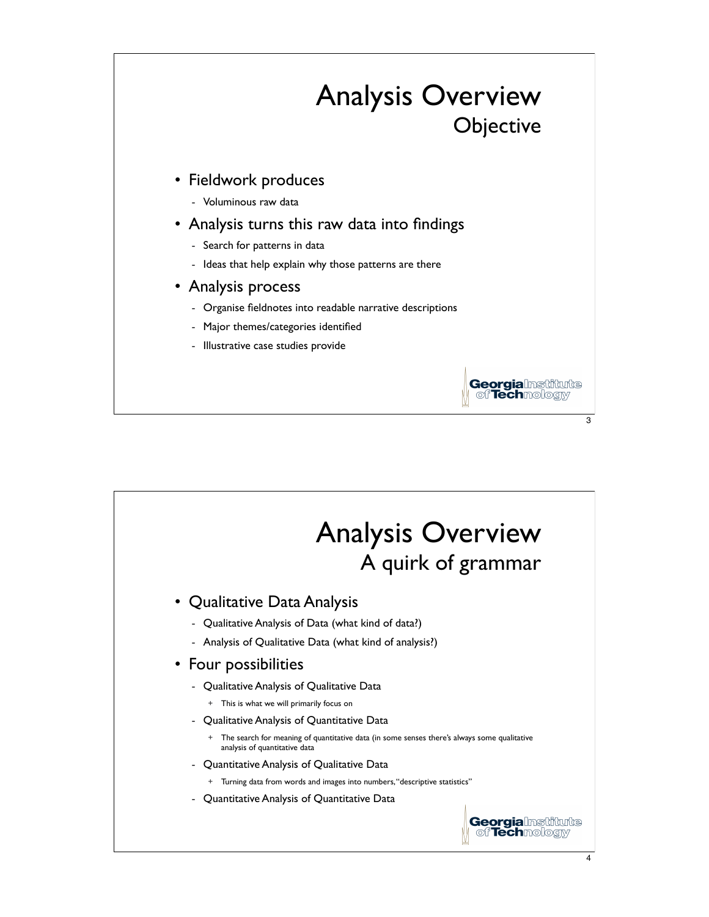# Analysis Overview
## Objective

- Fieldwork produces
  - Voluminous raw data
- Analysis turns this raw data into findings
  - Search for patterns in data
  - Ideas that help explain why those patterns are there
- Analysis process
  - Organise fieldnotes into readable narrative descriptions
  - Major themes/categories identified
  - Illustrative case studies provide

# Analysis Overview
## A quirk of grammar

- Qualitative Data Analysis
  - Qualitative Analysis of Data (what kind of data?)
  - Analysis of Qualitative Data (what kind of analysis?)
- Four possibilities
  - Qualitative Analysis of Qualitative Data
    - This is what we will primarily focus on
  - Qualitative Analysis of Quantitative Data
    - The search for meaning of quantitative data (in some senses there's always some qualitative analysis of quantitative data
  - Quantitative Analysis of Qualitative Data
    - Turning data from words and images into numbers, "descriptive statistics"
  - Quantitative Analysis of Quantitative Data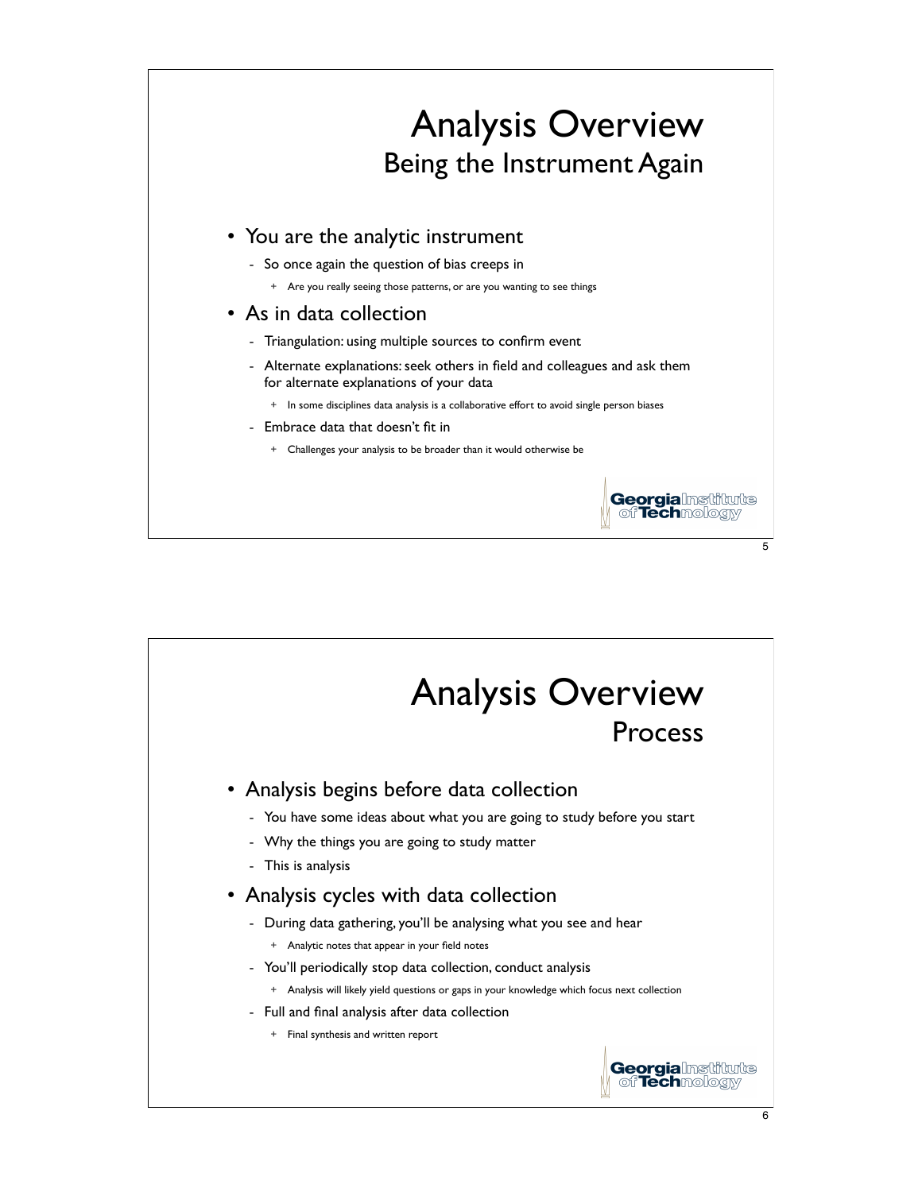# Analysis Overview
## Being the Instrument Again

- You are the analytic instrument
  - So once again the question of bias creeps in
    - Are you really seeing those patterns, or are you wanting to see things
- As in data collection
  - Triangulation: using multiple sources to confirm event
  - Alternate explanations: seek others in field and colleagues and ask them for alternate explanations of your data
    - In some disciplines data analysis is a collaborative effort to avoid single person biases
  - Embrace data that doesn't fit in
    - Challenges your analysis to be broader than it would otherwise be

# Analysis Overview
## Process

- Analysis begins before data collection
  - You have some ideas about what you are going to study before you start
  - Why the things you are going to study matter
  - This is analysis
- Analysis cycles with data collection
  - During data gathering, you'll be analysing what you see and hear
    - Analytic notes that appear in your field notes
  - You'll periodically stop data collection, conduct analysis
    - Analysis will likely yield questions or gaps in your knowledge which focus next collection
  - Full and final analysis after data collection
    - Final synthesis and written report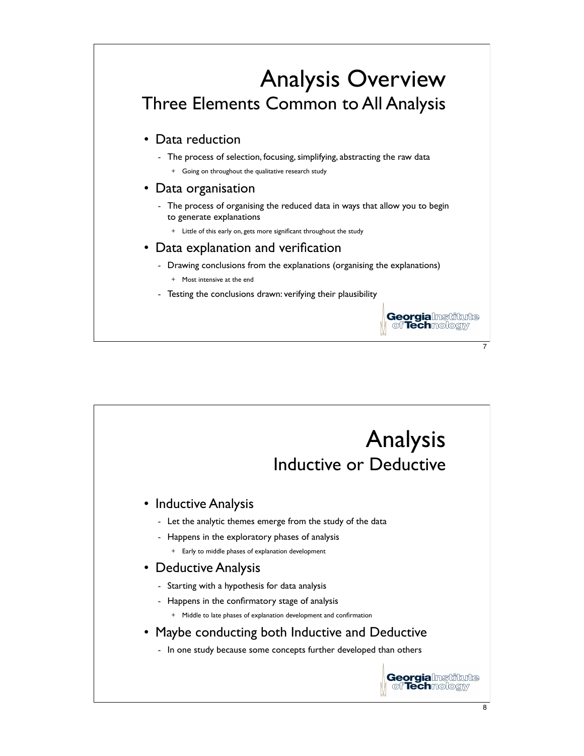# Analysis Overview

## Three Elements Common to All Analysis

- Data reduction
  - The process of selection, focusing, simplifying, abstracting the raw data
    - Going on throughout the qualitative research study
- Data organisation
  - The process of organising the reduced data in ways that allow you to begin to generate explanations
    - Little of this early on, gets more significant throughout the study
- Data explanation and verification
  - Drawing conclusions from the explanations (organising the explanations)
    - Most intensive at the end
  - Testing the conclusions drawn: verifying their plausibility

# Analysis

## Inductive or Deductive

- Inductive Analysis
  - Let the analytic themes emerge from the study of the data
  - Happens in the exploratory phases of analysis
    - Early to middle phases of explanation development
- Deductive Analysis
  - Starting with a hypothesis for data analysis
  - Happens in the confirmatory stage of analysis
    - Middle to late phases of explanation development and confirmation
- Maybe conducting both Inductive and Deductive
  - In one study because some concepts further developed than others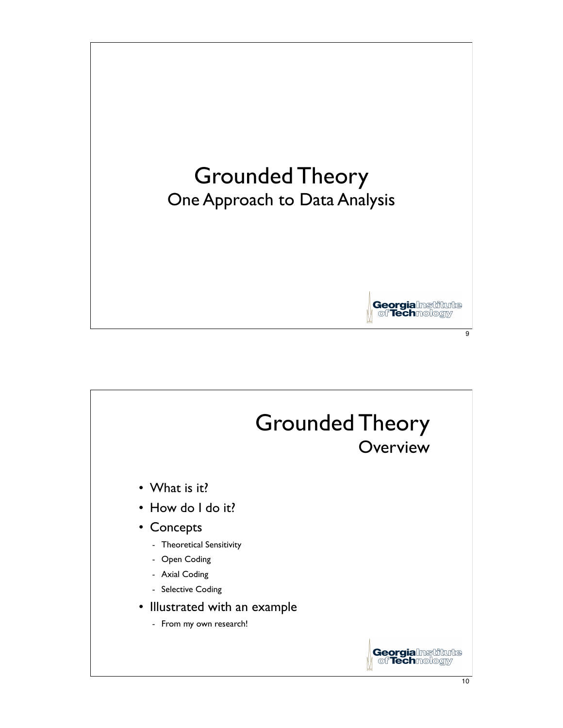# Grounded Theory

## One Approach to Data Analysis

# Grounded Theory

## Overview

- What is it?
- How do I do it?
- Concepts
  - Theoretical Sensitivity
  - Open Coding
  - Axial Coding
  - Selective Coding
- Illustrated with an example
  - From my own research!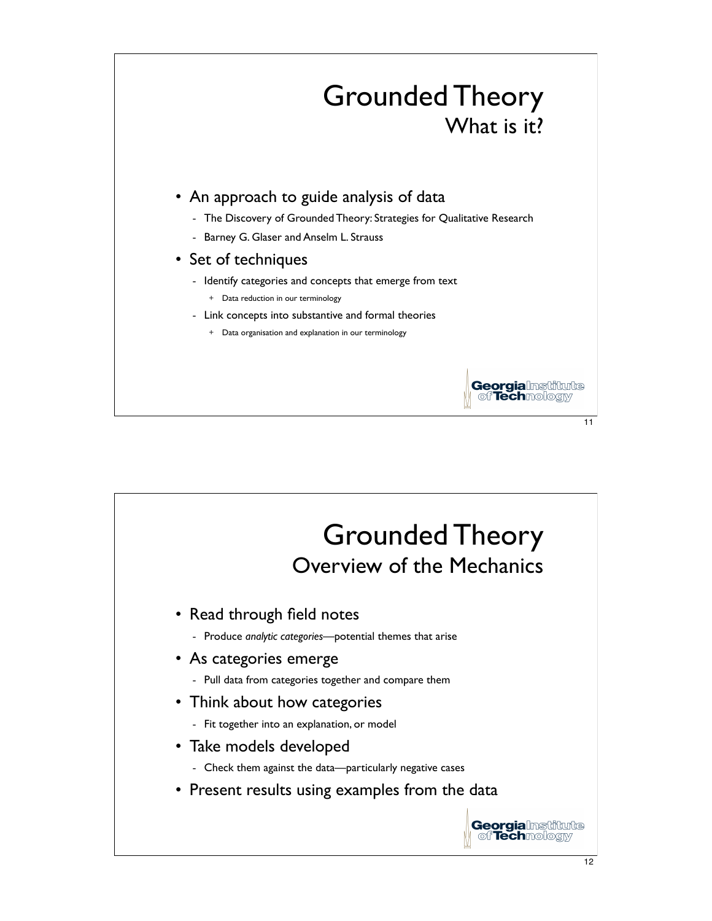# Grounded Theory
## What is it?

- An approach to guide analysis of data
  - The Discovery of Grounded Theory: Strategies for Qualitative Research
  - Barney G. Glaser and Anselm L. Strauss
- Set of techniques
  - Identify categories and concepts that emerge from text
    - Data reduction in our terminology
  - Link concepts into substantive and formal theories
    - Data organisation and explanation in our terminology

# Grounded Theory
## Overview of the Mechanics

- Read through field notes
  - Produce *analytic categories*—potential themes that arise
- As categories emerge
  - Pull data from categories together and compare them
- Think about how categories
  - Fit together into an explanation, or model
- Take models developed
  - Check them against the data—particularly negative cases
- Present results using examples from the data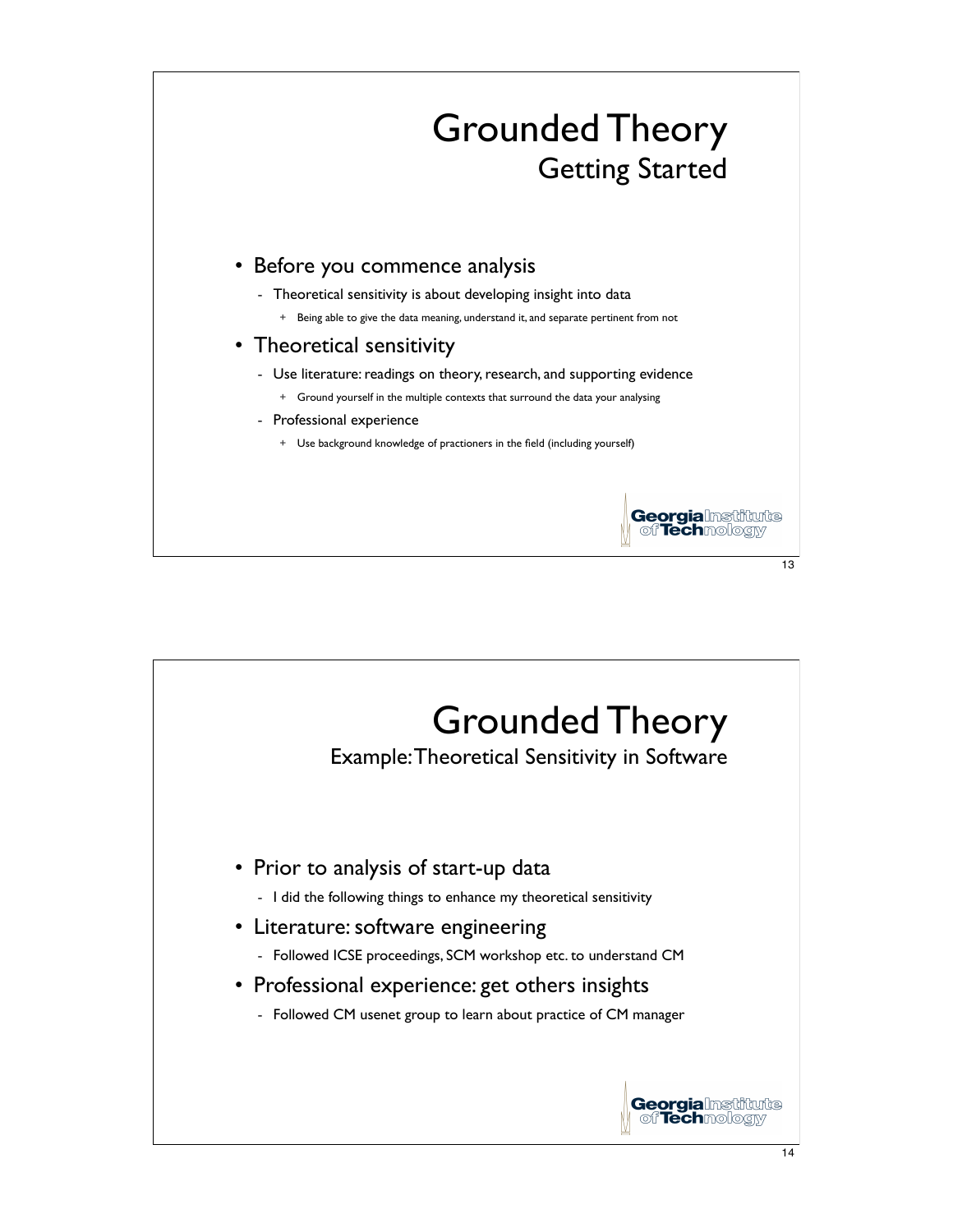# Grounded Theory
## Getting Started

- Before you commence analysis
  - Theoretical sensitivity is about developing insight into data
    - + Being able to give the data meaning, understand it, and separate pertinent from not
- Theoretical sensitivity
  - Use literature: readings on theory, research, and supporting evidence
    - + Ground yourself in the multiple contexts that surround the data your analysing
  - Professional experience
    - + Use background knowledge of practioners in the field (including yourself)

# Grounded Theory
## Example: Theoretical Sensitivity in Software

- Prior to analysis of start-up data
  - I did the following things to enhance my theoretical sensitivity
- Literature: software engineering
  - Followed ICSE proceedings, SCM workshop etc. to understand CM
- Professional experience: get others insights
  - Followed CM usenet group to learn about practice of CM manager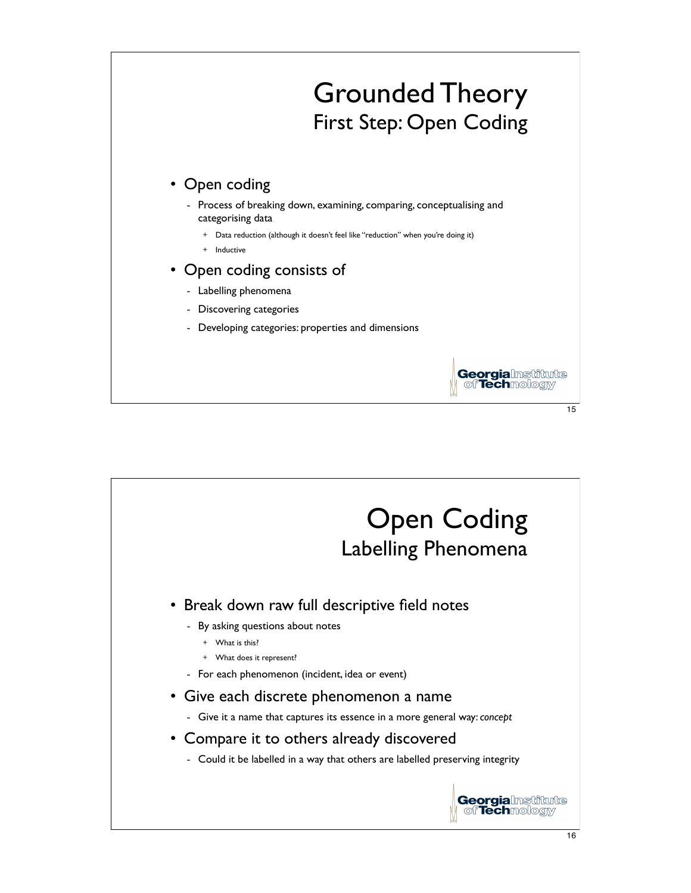# Grounded Theory

## First Step: Open Coding

- Open coding
  - Process of breaking down, examining, comparing, conceptualising and categorising data
    - Data reduction (although it doesn't feel like "reduction" when you're doing it)
    - Inductive
- Open coding consists of
  - Labelling phenomena
  - Discovering categories
  - Developing categories: properties and dimensions

# Open Coding

## Labelling Phenomena

- Break down raw full descriptive field notes
  - By asking questions about notes
    - What is this?
    - What does it represent?
  - For each phenomenon (incident, idea or event)
- Give each discrete phenomenon a name
  - Give it a name that captures its essence in a more general way: *concept*
- Compare it to others already discovered
  - Could it be labelled in a way that others are labelled preserving integrity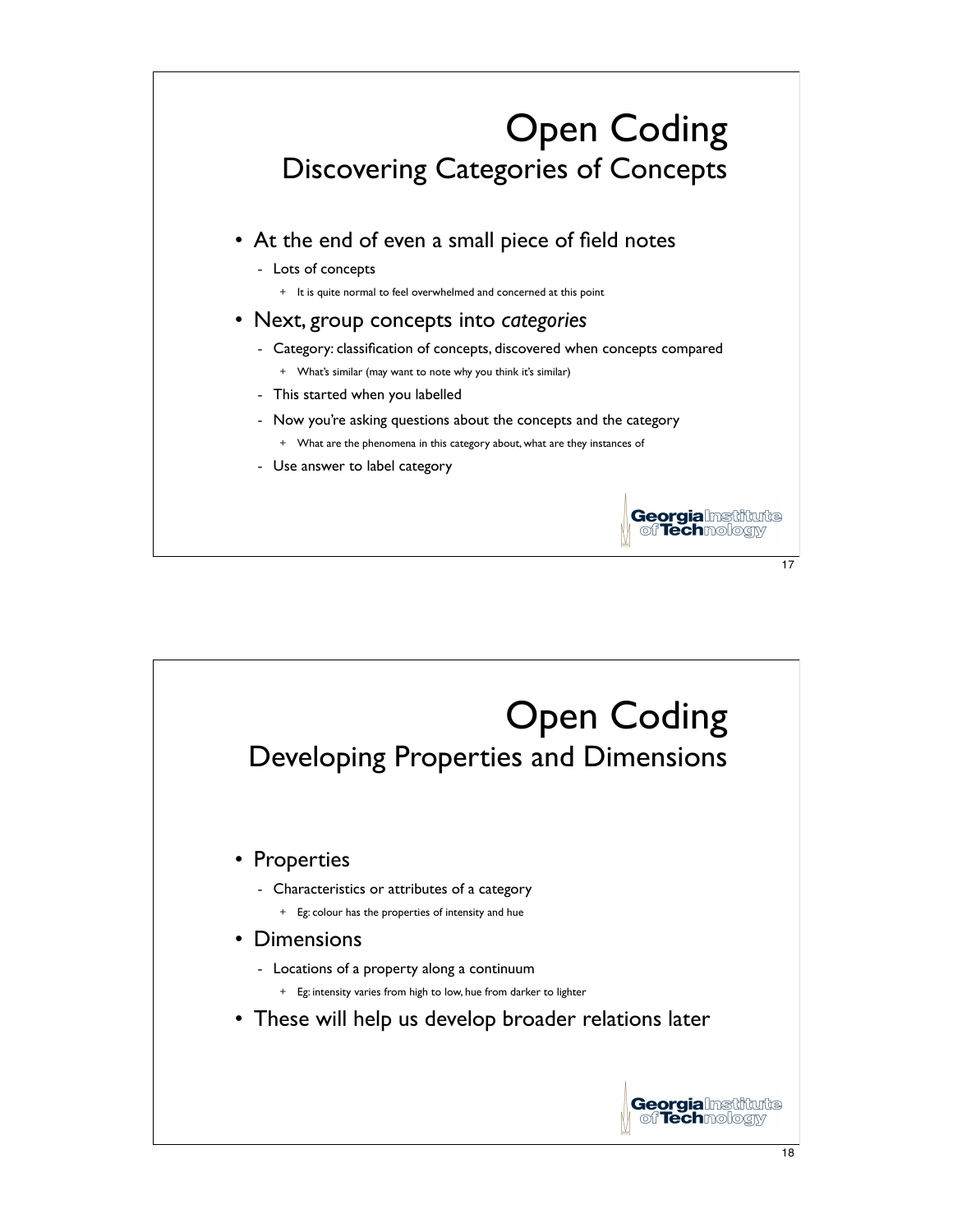# Open Coding
## Discovering Categories of Concepts

- At the end of even a small piece of field notes
  - Lots of concepts
    - It is quite normal to feel overwhelmed and concerned at this point
- Next, group concepts into *categories*
  - Category: classification of concepts, discovered when concepts compared
    - What's similar (may want to note why you think it's similar)
  - This started when you labelled
  - Now you're asking questions about the concepts and the category
    - What are the phenomena in this category about, what are they instances of
  - Use answer to label category

# Open Coding
## Developing Properties and Dimensions

- Properties
  - Characteristics or attributes of a category
    - Eg: colour has the properties of intensity and hue
- Dimensions
  - Locations of a property along a continuum
    - Eg: intensity varies from high to low, hue from darker to lighter
- These will help us develop broader relations later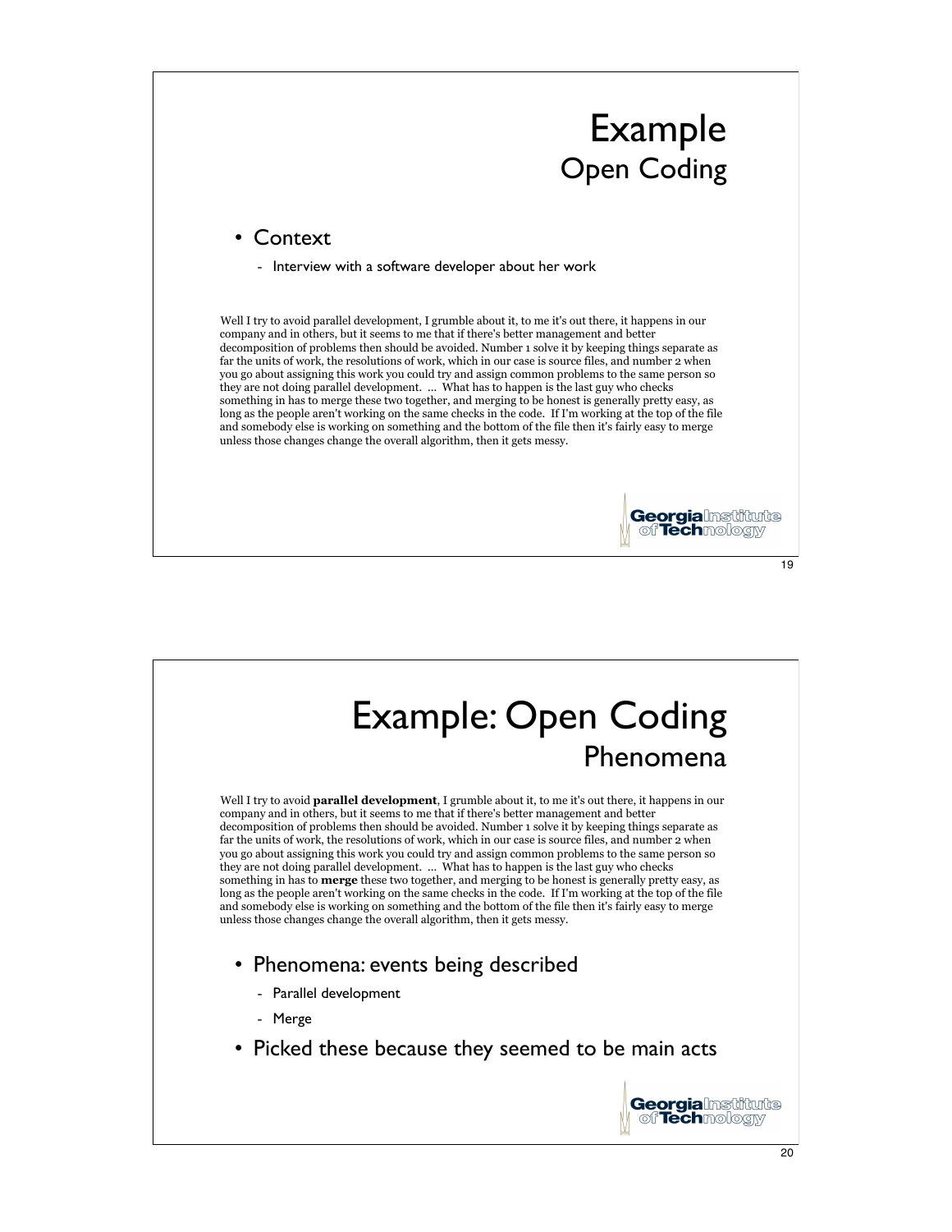# Example
## Open Coding

- Context
  - Interview with a software developer about her work

Well I try to avoid parallel development, I grumble about it, to me it's out there, it happens in our company and in others, but it seems to me that if there's better management and better decomposition of problems then should be avoided. Number 1 solve it by keeping things separate as far the units of work, the resolutions of work, which in our case is source files, and number 2 when you go about assigning this work you could try and assign common problems to the same person so they are not doing parallel development. ... What has to happen is the last guy who checks something in has to merge these two together, and merging to be honest is generally pretty easy, as long as the people aren't working on the same checks in the code. If I'm working at the top of the file and somebody else is working on something and the bottom of the file then it's fairly easy to merge unless those changes change the overall algorithm, then it gets messy.

# Example: Open Coding
## Phenomena

Well I try to avoid **parallel development**, I grumble about it, to me it's out there, it happens in our company and in others, but it seems to me that if there's better management and better decomposition of problems then should be avoided. Number 1 solve it by keeping things separate as far the units of work, the resolutions of work, which in our case is source files, and number 2 when you go about assigning this work you could try and assign common problems to the same person so they are not doing parallel development. ... What has to happen is the last guy who checks something in has to **merge** these two together, and merging to be honest is generally pretty easy, as long as the people aren't working on the same checks in the code. If I'm working at the top of the file and somebody else is working on something and the bottom of the file then it's fairly easy to merge unless those changes change the overall algorithm, then it gets messy.

- Phenomena: events being described
  - Parallel development
  - Merge
- Picked these because they seemed to be main acts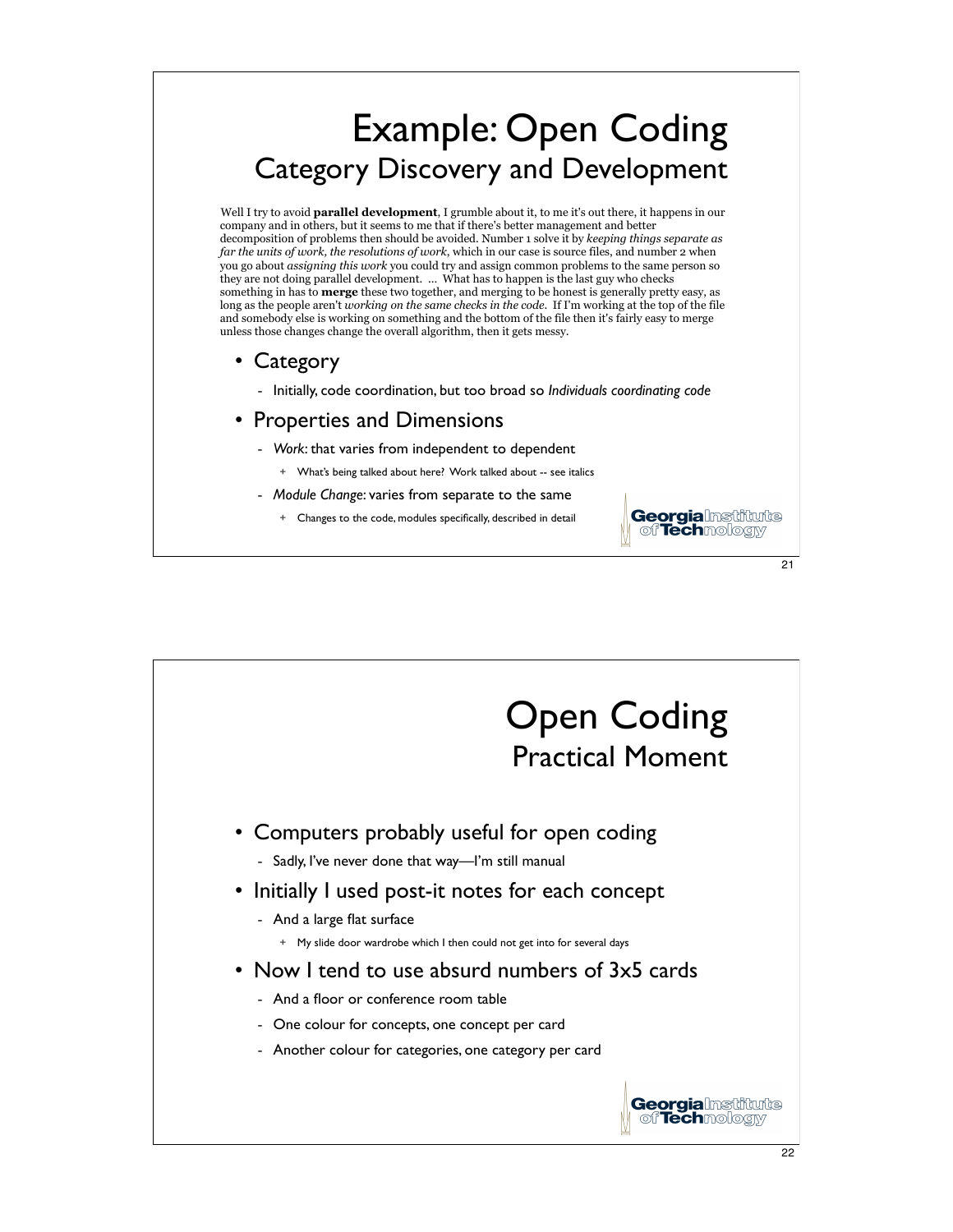# Example: Open Coding

## Category Discovery and Development

Well I try to avoid **parallel development**, I grumble about it, to me it's out there, it happens in our company and in others, but it seems to me that if there's better management and better decomposition of problems then should be avoided. Number 1 solve it by *keeping things separate as far the units of work, the resolutions of work*, which in our case is source files, and number 2 when you go about *assigning this work* you could try and assign common problems to the same person so they are not doing parallel development. ... What has to happen is the last guy who checks something in has to **merge** these two together, and merging to be honest is generally pretty easy, as long as the people aren't *working on the same checks in the code*. If I'm working at the top of the file and somebody else is working on something and the bottom of the file then it's fairly easy to merge unless those changes change the overall algorithm, then it gets messy.

- Category
  - Initially, code coordination, but too broad so *Individuals coordinating code*
- Properties and Dimensions
  - *Work*: that varies from independent to dependent
    - What's being talked about here? Work talked about -- see italics
  - *Module Change*: varies from separate to the same
    - Changes to the code, modules specifically, described in detail

# Open Coding

## Practical Moment

- Computers probably useful for open coding
  - Sadly, I've never done that way—I'm still manual
- Initially I used post-it notes for each concept
  - And a large flat surface
    - My slide door wardrobe which I then could not get into for several days
- Now I tend to use absurd numbers of 3x5 cards
  - And a floor or conference room table
  - One colour for concepts, one concept per card
  - Another colour for categories, one category per card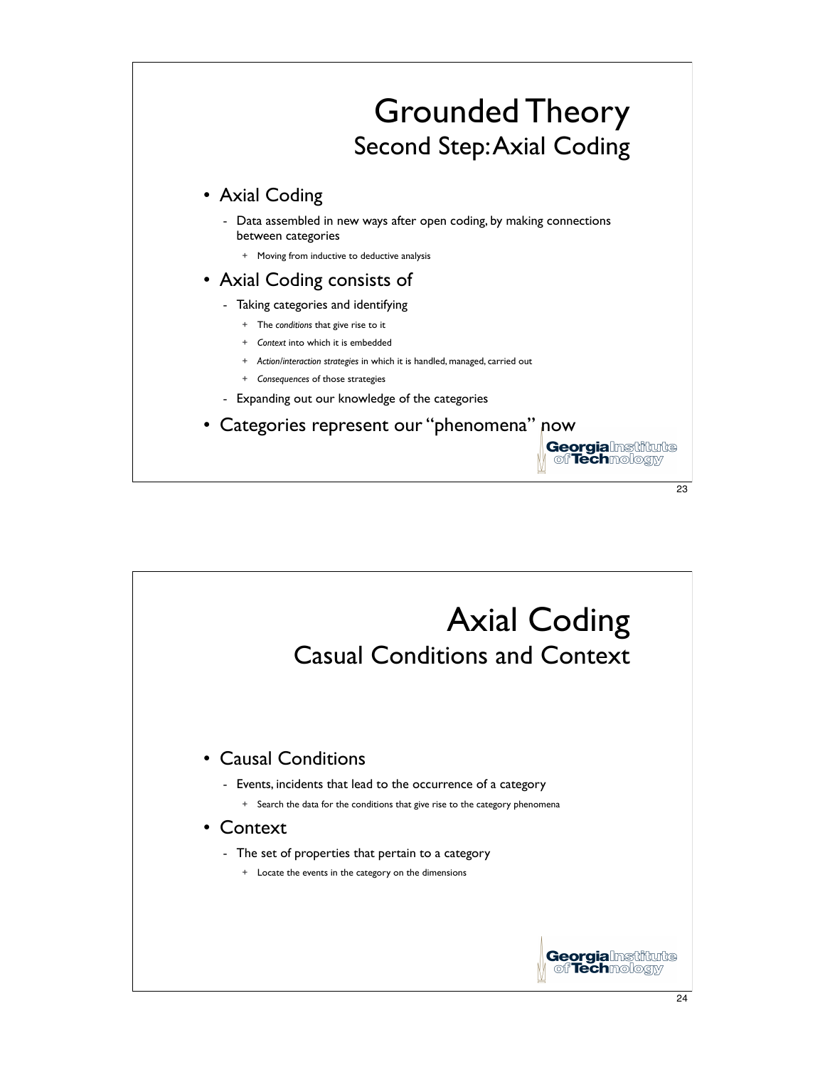# Grounded Theory
## Second Step: Axial Coding

- Axial Coding
  - Data assembled in new ways after open coding, by making connections between categories
    - Moving from inductive to deductive analysis
- Axial Coding consists of
  - Taking categories and identifying
    - The *conditions* that give rise to it
    - *Context* into which it is embedded
    - *Action/interaction strategies* in which it is handled, managed, carried out
    - *Consequences* of those strategies
  - Expanding out our knowledge of the categories
- Categories represent our "phenomena" now

# Axial Coding
## Casual Conditions and Context

- Causal Conditions
  - Events, incidents that lead to the occurrence of a category
    - Search the data for the conditions that give rise to the category phenomena
- Context
  - The set of properties that pertain to a category
    - Locate the events in the category on the dimensions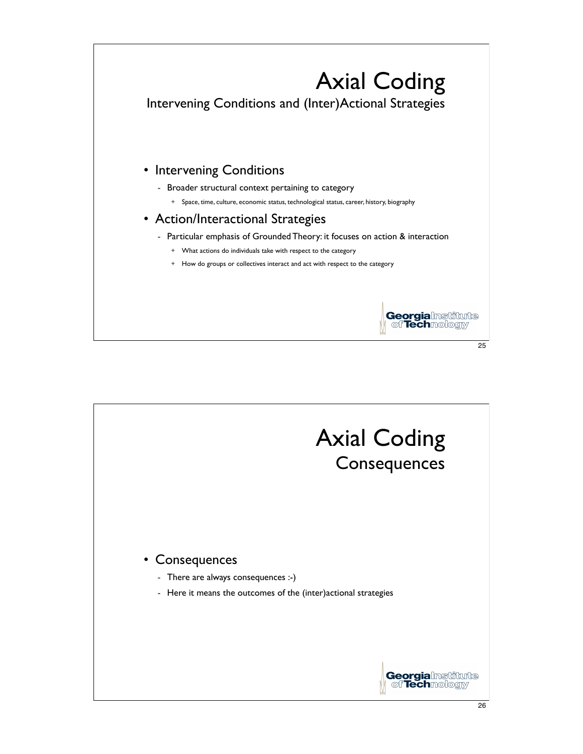# Axial Coding

## Intervening Conditions and (Inter)Actional Strategies

- Intervening Conditions
  - Broader structural context pertaining to category
    - Space, time, culture, economic status, technological status, career, history, biography
- Action/Interactional Strategies
  - Particular emphasis of Grounded Theory: it focuses on action & interaction
    - What actions do individuals take with respect to the category
    - How do groups or collectives interact and act with respect to the category

# Axial Coding

## Consequences

- Consequences
  - There are always consequences :-)
  - Here it means the outcomes of the (inter)actional strategies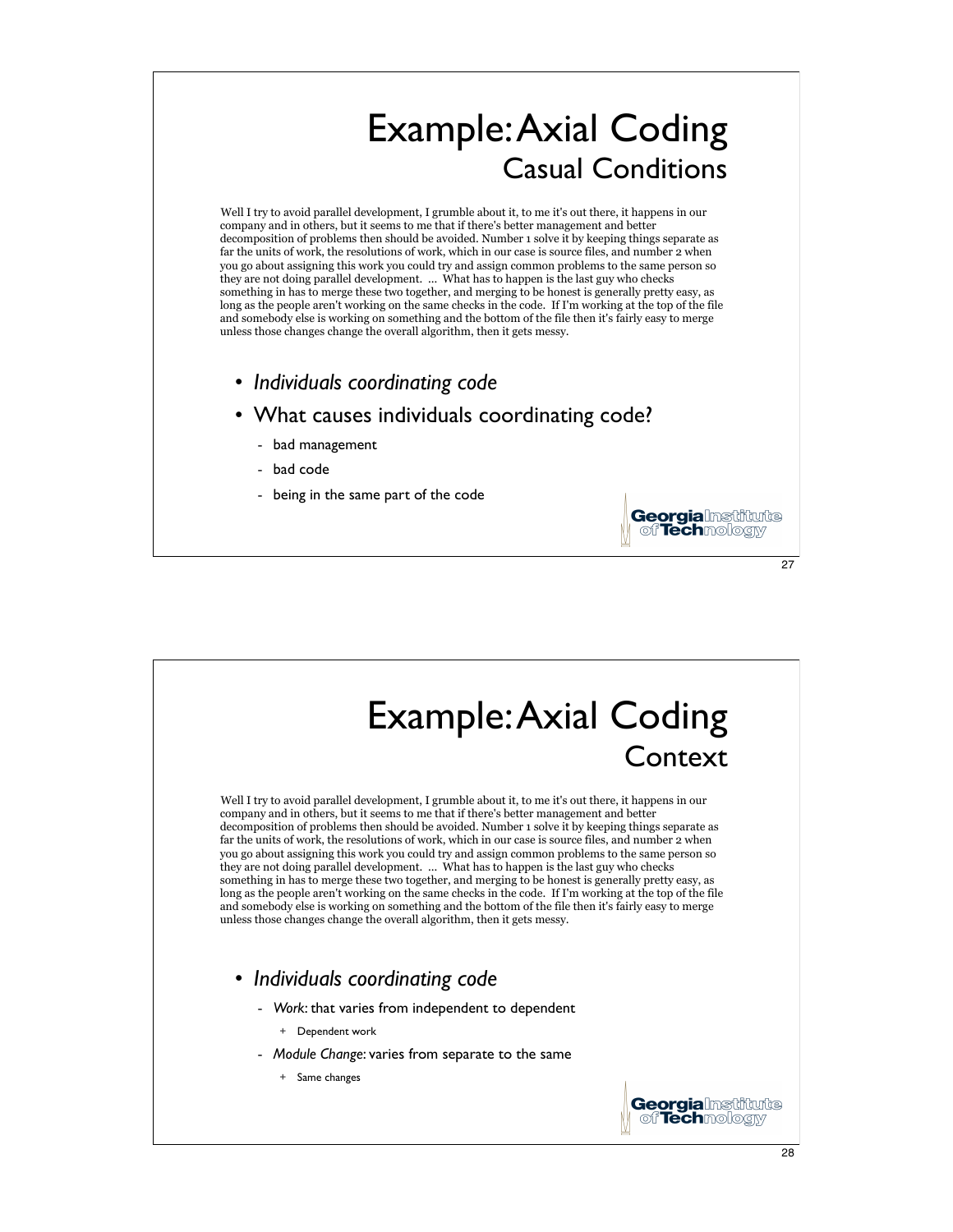# Example: Axial Coding

## Casual Conditions

Well I try to avoid parallel development, I grumble about it, to me it's out there, it happens in our company and in others, but it seems to me that if there's better management and better decomposition of problems then should be avoided. Number 1 solve it by keeping things separate as far the units of work, the resolutions of work, which in our case is source files, and number 2 when you go about assigning this work you could try and assign common problems to the same person so they are not doing parallel development. ... What has to happen is the last guy who checks something in has to merge these two together, and merging to be honest is generally pretty easy, as long as the people aren't working on the same checks in the code. If I'm working at the top of the file and somebody else is working on something and the bottom of the file then it's fairly easy to merge unless those changes change the overall algorithm, then it gets messy.

- *Individuals coordinating code*
- What causes individuals coordinating code?
  - bad management
  - bad code
  - being in the same part of the code

# Example: Axial Coding

## Context

Well I try to avoid parallel development, I grumble about it, to me it's out there, it happens in our company and in others, but it seems to me that if there's better management and better decomposition of problems then should be avoided. Number 1 solve it by keeping things separate as far the units of work, the resolutions of work, which in our case is source files, and number 2 when you go about assigning this work you could try and assign common problems to the same person so they are not doing parallel development. ... What has to happen is the last guy who checks something in has to merge these two together, and merging to be honest is generally pretty easy, as long as the people aren't working on the same checks in the code. If I'm working at the top of the file and somebody else is working on something and the bottom of the file then it's fairly easy to merge unless those changes change the overall algorithm, then it gets messy.

- *Individuals coordinating code*
  - *Work*: that varies from independent to dependent
    - Dependent work
  - *Module Change*: varies from separate to the same
    - Same changes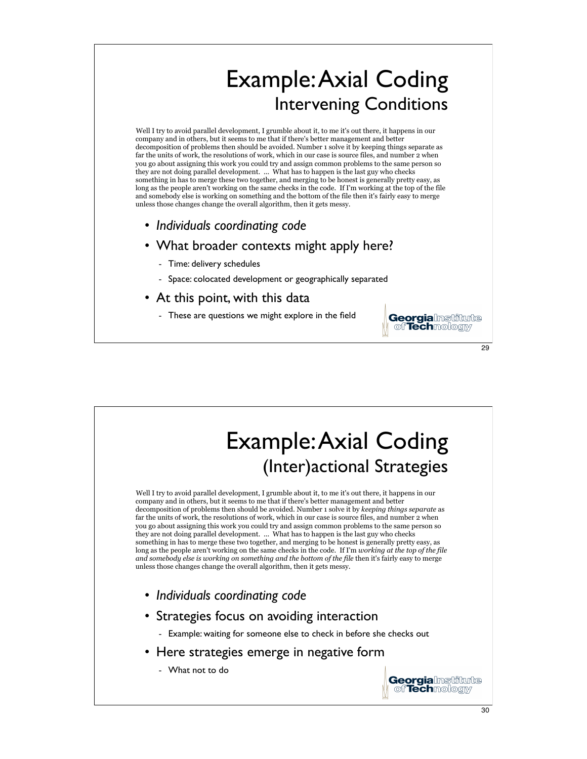# Example: Axial Coding

## Intervening Conditions

Well I try to avoid parallel development, I grumble about it, to me it's out there, it happens in our company and in others, but it seems to me that if there's better management and better decomposition of problems then should be avoided. Number 1 solve it by keeping things separate as far the units of work, the resolutions of work, which in our case is source files, and number 2 when you go about assigning this work you could try and assign common problems to the same person so they are not doing parallel development. ... What has to happen is the last guy who checks something in has to merge these two together, and merging to be honest is generally pretty easy, as long as the people aren't working on the same checks in the code. If I'm working at the top of the file and somebody else is working on something and the bottom of the file then it's fairly easy to merge unless those changes change the overall algorithm, then it gets messy.

- *Individuals coordinating code*
- What broader contexts might apply here?
  - Time: delivery schedules
  - Space: colocated development or geographically separated
- At this point, with this data
  - These are questions we might explore in the field

# Example: Axial Coding

## (Inter)actional Strategies

Well I try to avoid parallel development, I grumble about it, to me it's out there, it happens in our company and in others, but it seems to me that if there's better management and better decomposition of problems then should be avoided. Number 1 solve it by *keeping things separate* as far the units of work, the resolutions of work, which in our case is source files, and number 2 when you go about assigning this work you could try and assign common problems to the same person so they are not doing parallel development. ... What has to happen is the last guy who checks something in has to merge these two together, and merging to be honest is generally pretty easy, as long as the people aren't working on the same checks in the code. If I'm *working at the top of the file and somebody else is working on something and the bottom of the file* then it's fairly easy to merge unless those changes change the overall algorithm, then it gets messy.

- *Individuals coordinating code*
- Strategies focus on avoiding interaction
  - Example: waiting for someone else to check in before she checks out
- Here strategies emerge in negative form
  - What not to do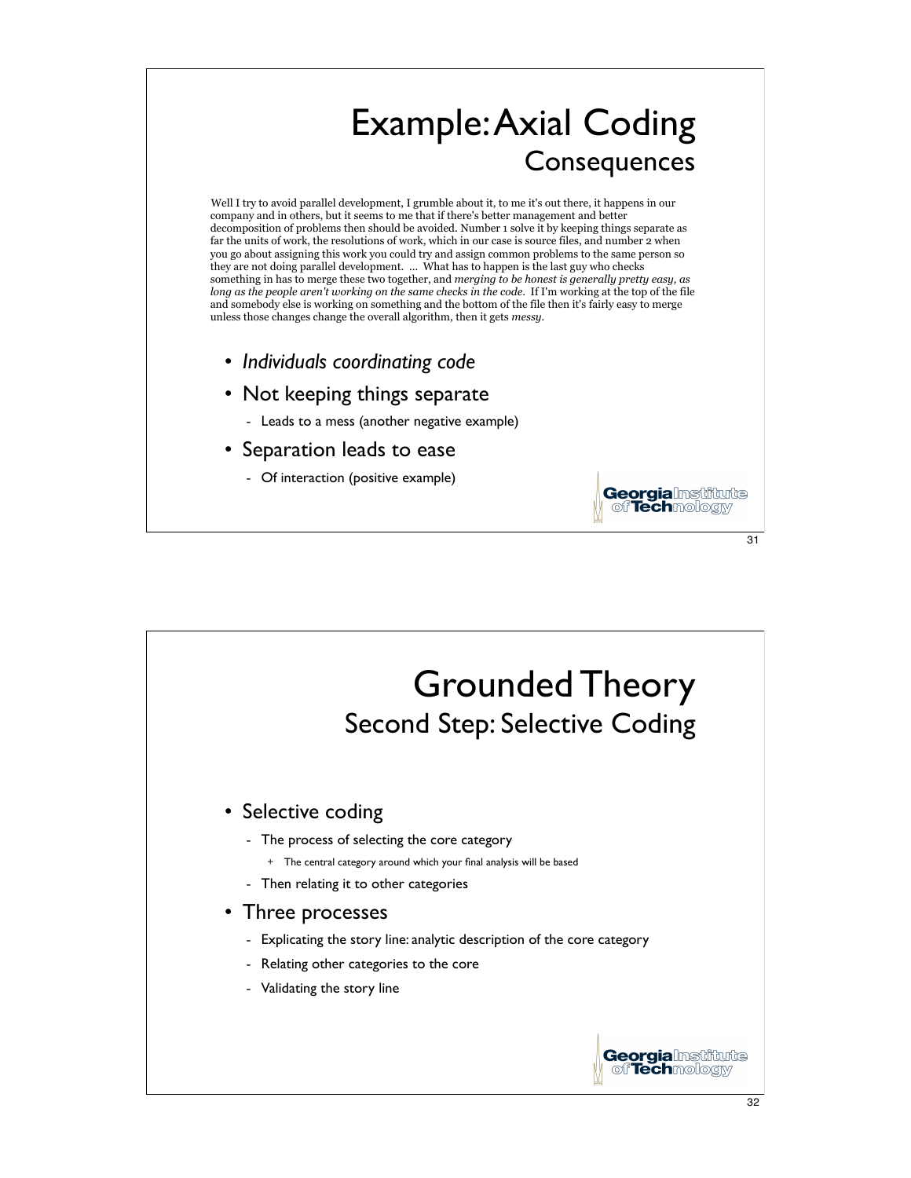# Example: Axial Coding
## Consequences

Well I try to avoid parallel development, I grumble about it, to me it's out there, it happens in our company and in others, but it seems to me that if there's better management and better decomposition of problems then should be avoided. Number 1 solve it by keeping things separate as far the units of work, the resolutions of work, which in our case is source files, and number 2 when you go about assigning this work you could try and assign common problems to the same person so they are not doing parallel development. ... What has to happen is the last guy who checks something in has to merge these two together, and *merging to be honest is generally pretty easy, as long as the people aren't working on the same checks in the code*. If I'm working at the top of the file and somebody else is working on something and the bottom of the file then it's fairly easy to merge unless those changes change the overall algorithm, then it gets *messy*.

- *Individuals coordinating code*
- Not keeping things separate
  - Leads to a mess (another negative example)
- Separation leads to ease
  - Of interaction (positive example)

# Grounded Theory
## Second Step: Selective Coding

- Selective coding
  - The process of selecting the core category
    - The central category around which your final analysis will be based
  - Then relating it to other categories
- Three processes
  - Explicating the story line: analytic description of the core category
  - Relating other categories to the core
  - Validating the story line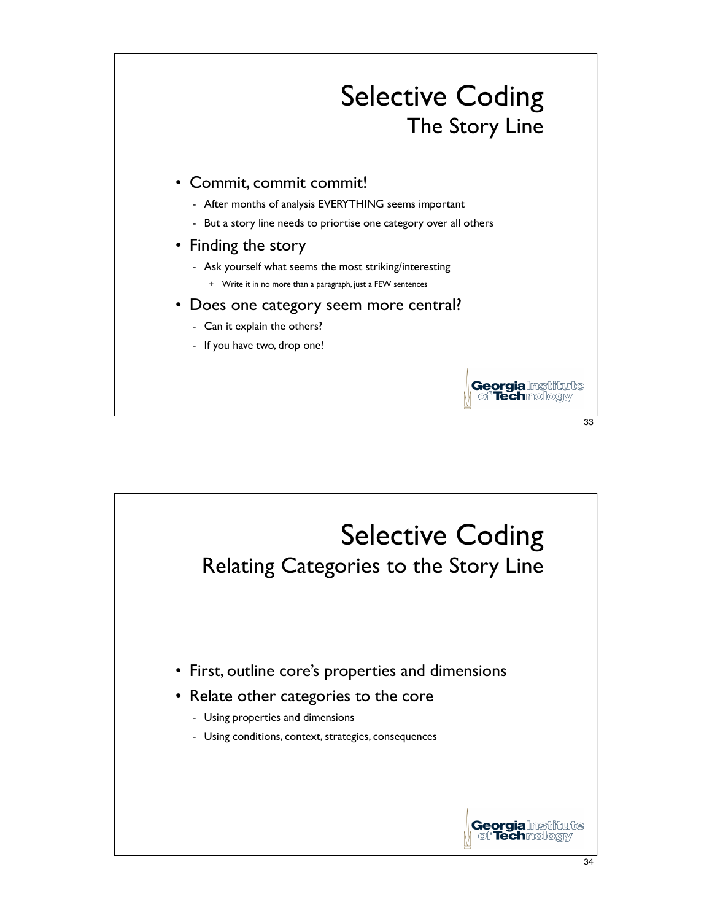# Selective Coding
## The Story Line

- Commit, commit commit!
  - After months of analysis EVERYTHING seems important
  - But a story line needs to priortise one category over all others
- Finding the story
  - Ask yourself what seems the most striking/interesting
    - Write it in no more than a paragraph, just a FEW sentences
- Does one category seem more central?
  - Can it explain the others?
  - If you have two, drop one!

# Selective Coding
## Relating Categories to the Story Line

- First, outline core's properties and dimensions
- Relate other categories to the core
  - Using properties and dimensions
  - Using conditions, context, strategies, consequences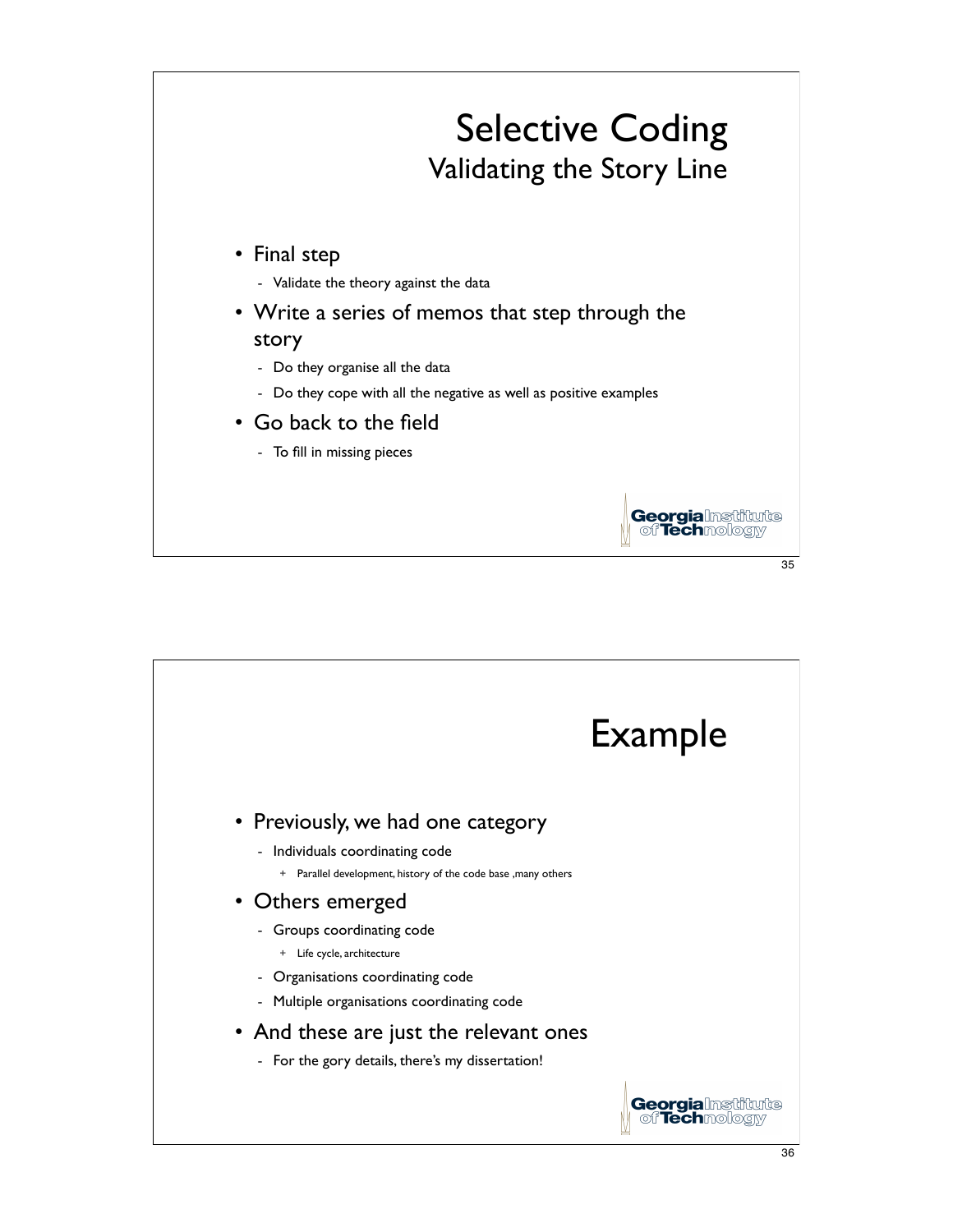# Selective Coding

## Validating the Story Line

- Final step
  - Validate the theory against the data
- Write a series of memos that step through the story
  - Do they organise all the data
  - Do they cope with all the negative as well as positive examples
- Go back to the field
  - To fill in missing pieces

# Example

- Previously, we had one category
  - Individuals coordinating code
    - Parallel development, history of the code base ,many others
- Others emerged
  - Groups coordinating code
    - Life cycle, architecture
  - Organisations coordinating code
  - Multiple organisations coordinating code
- And these are just the relevant ones
  - For the gory details, there's my dissertation!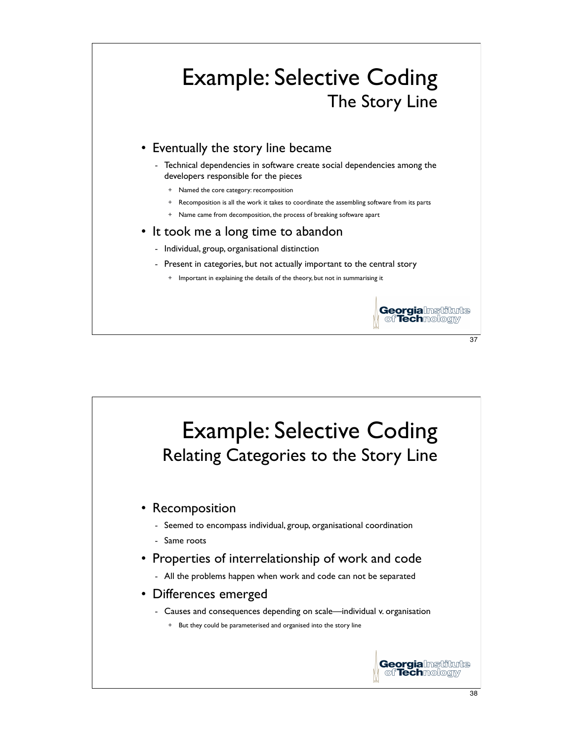# Example: Selective Coding
## The Story Line

- Eventually the story line became
  - Technical dependencies in software create social dependencies among the developers responsible for the pieces
    - Named the core category: recomposition
    - Recomposition is all the work it takes to coordinate the assembling software from its parts
    - Name came from decomposition, the process of breaking software apart
- It took me a long time to abandon
  - Individual, group, organisational distinction
  - Present in categories, but not actually important to the central story
    - Important in explaining the details of the theory, but not in summarising it

# Example: Selective Coding
## Relating Categories to the Story Line

- Recomposition
  - Seemed to encompass individual, group, organisational coordination
  - Same roots
- Properties of interrelationship of work and code
  - All the problems happen when work and code can not be separated
- Differences emerged
  - Causes and consequences depending on scale—individual v. organisation
    - But they could be parameterised and organised into the story line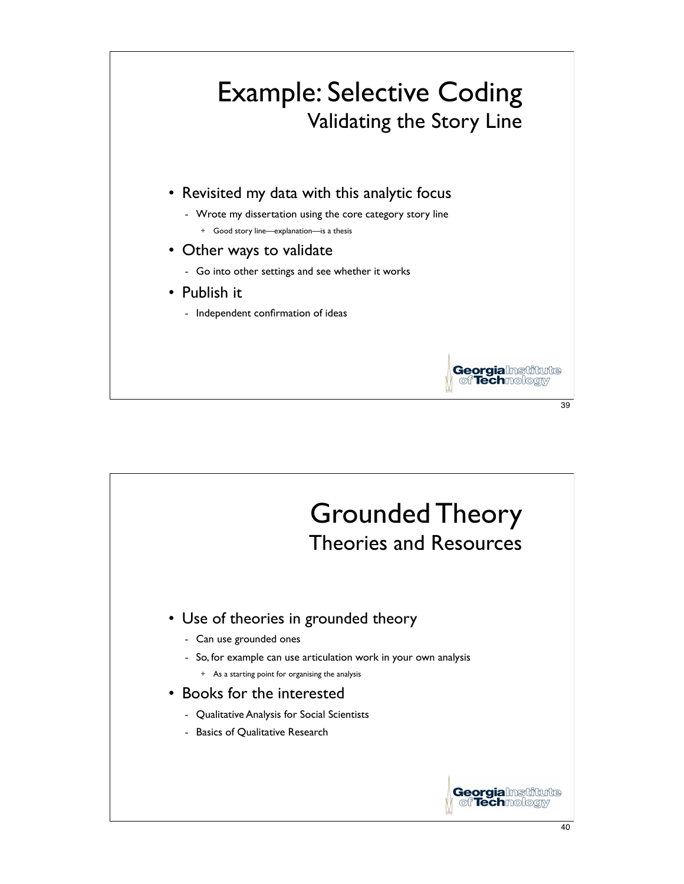# Example: Selective Coding
## Validating the Story Line

- Revisited my data with this analytic focus
  - Wrote my dissertation using the core category story line
    - Good story line—explanation—is a thesis
- Other ways to validate
  - Go into other settings and see whether it works
- Publish it
  - Independent confirmation of ideas

# Grounded Theory
## Theories and Resources

- Use of theories in grounded theory
  - Can use grounded ones
  - So, for example can use articulation work in your own analysis
    - As a starting point for organising the analysis
- Books for the interested
  - Qualitative Analysis for Social Scientists
  - Basics of Qualitative Research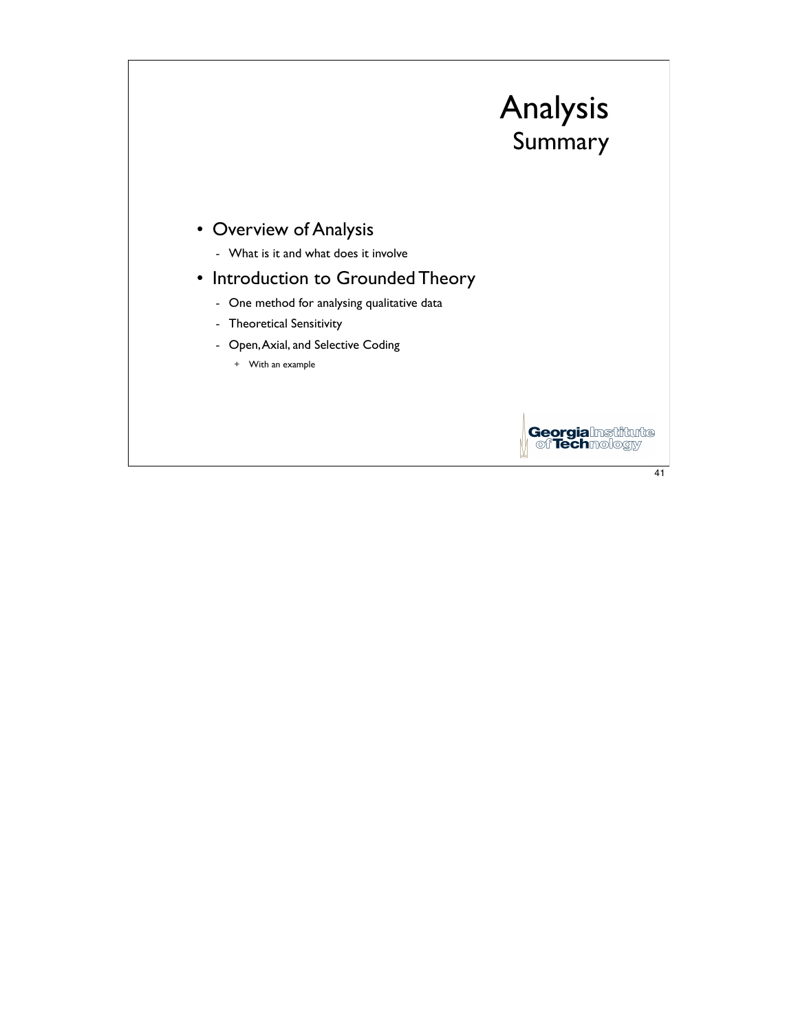# Analysis
## Summary

- Overview of Analysis
  - What is it and what does it involve
- Introduction to Grounded Theory
  - One method for analysing qualitative data
  - Theoretical Sensitivity
  - Open, Axial, and Selective Coding
    - With an example